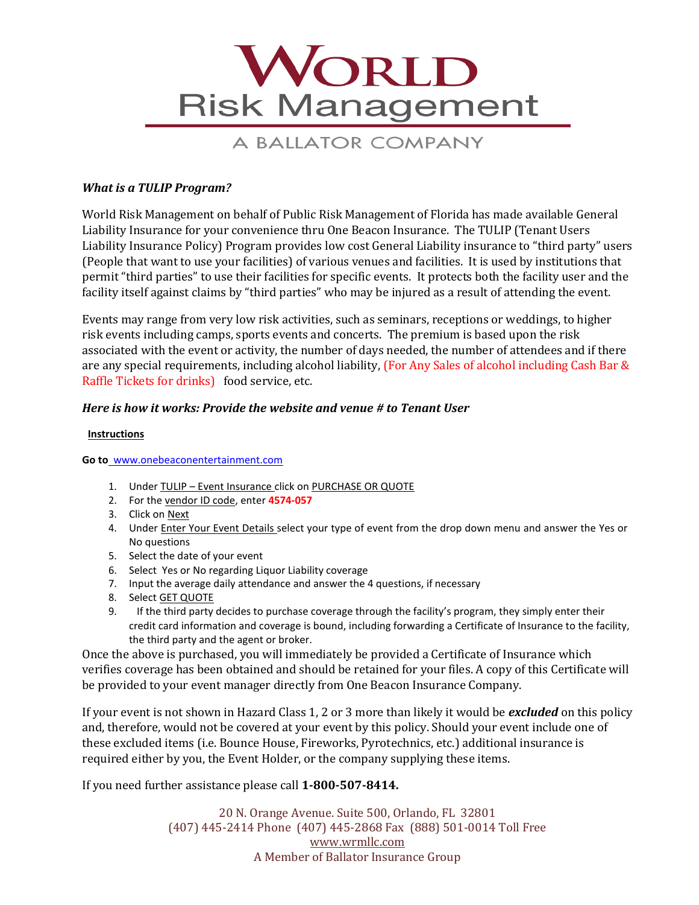# WORLD Risk Management

A BALLATOR COMPANY

***What is a TULIP Program?***

World Risk Management on behalf of Public Risk Management of Florida has made available General Liability Insurance for your convenience thru One Beacon Insurance. The TULIP (Tenant Users Liability Insurance Policy) Program provides low cost General Liability insurance to "third party" users (People that want to use your facilities) of various venues and facilities. It is used by institutions that permit "third parties" to use their facilities for specific events. It protects both the facility user and the facility itself against claims by "third parties" who may be injured as a result of attending the event.

Events may range from very low risk activities, such as seminars, receptions or weddings, to higher risk events including camps, sports events and concerts. The premium is based upon the risk associated with the event or activity, the number of days needed, the number of attendees and if there are any special requirements, including alcohol liability, (For Any Sales of alcohol including Cash Bar & Raffle Tickets for drinks) food service, etc.

***Here is how it works: Provide the website and venue # to Tenant User***

**Instructions**

**Go to** www.onebeaconentertainment.com

1. Under TULIP – Event Insurance click on PURCHASE OR QUOTE
2. For the vendor ID code, enter **4574-057**
3. Click on Next
4. Under Enter Your Event Details select your type of event from the drop down menu and answer the Yes or No questions
5. Select the date of your event
6. Select Yes or No regarding Liquor Liability coverage
7. Input the average daily attendance and answer the 4 questions, if necessary
8. Select GET QUOTE
9. If the third party decides to purchase coverage through the facility's program, they simply enter their credit card information and coverage is bound, including forwarding a Certificate of Insurance to the facility, the third party and the agent or broker.

Once the above is purchased, you will immediately be provided a Certificate of Insurance which verifies coverage has been obtained and should be retained for your files. A copy of this Certificate will be provided to your event manager directly from One Beacon Insurance Company.

If your event is not shown in Hazard Class 1, 2 or 3 more than likely it would be ***excluded*** on this policy and, therefore, would not be covered at your event by this policy. Should your event include one of these excluded items (i.e. Bounce House, Fireworks, Pyrotechnics, etc.) additional insurance is required either by you, the Event Holder, or the company supplying these items.

If you need further assistance please call **1-800-507-8414.**

20 N. Orange Avenue. Suite 500, Orlando, FL 32801
(407) 445-2414 Phone (407) 445-2868 Fax (888) 501-0014 Toll Free
www.wrmllc.com
A Member of Ballator Insurance Group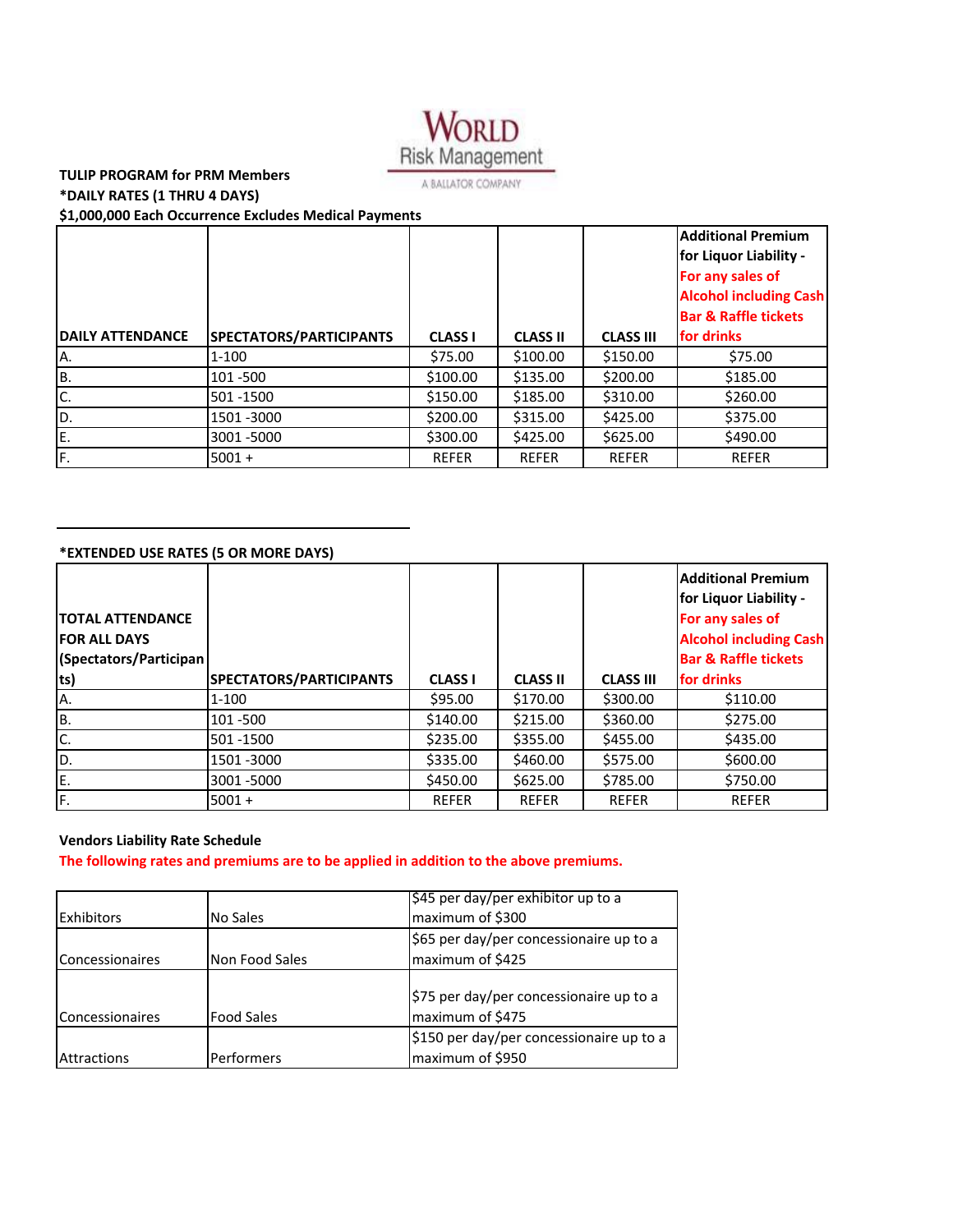World Risk Management
A BALLATOR COMPANY

**TULIP PROGRAM for PRM Members**
**\*DAILY RATES (1 THRU 4 DAYS)**
**$1,000,000 Each Occurrence Excludes Medical Payments**

| DAILY ATTENDANCE | SPECTATORS/PARTICIPANTS | CLASS I | CLASS II | CLASS III | Additional Premium for Liquor Liability - For any sales of Alcohol including Cash Bar & Raffle tickets for drinks |
|---|---|---|---|---|---|
| A. | 1-100 | $75.00 | $100.00 | $150.00 | $75.00 |
| B. | 101 -500 | $100.00 | $135.00 | $200.00 | $185.00 |
| C. | 501 -1500 | $150.00 | $185.00 | $310.00 | $260.00 |
| D. | 1501 -3000 | $200.00 | $315.00 | $425.00 | $375.00 |
| E. | 3001 -5000 | $300.00 | $425.00 | $625.00 | $490.00 |
| F. | 5001 + | REFER | REFER | REFER | REFER |

**\*EXTENDED USE RATES (5 OR MORE DAYS)**

| TOTAL ATTENDANCE FOR ALL DAYS (Spectators/Participants) | SPECTATORS/PARTICIPANTS | CLASS I | CLASS II | CLASS III | Additional Premium for Liquor Liability - For any sales of Alcohol including Cash Bar & Raffle tickets for drinks |
|---|---|---|---|---|---|
| A. | 1-100 | $95.00 | $170.00 | $300.00 | $110.00 |
| B. | 101 -500 | $140.00 | $215.00 | $360.00 | $275.00 |
| C. | 501 -1500 | $235.00 | $355.00 | $455.00 | $435.00 |
| D. | 1501 -3000 | $335.00 | $460.00 | $575.00 | $600.00 |
| E. | 3001 -5000 | $450.00 | $625.00 | $785.00 | $750.00 |
| F. | 5001 + | REFER | REFER | REFER | REFER |

**Vendors Liability Rate Schedule**

The following rates and premiums are to be applied in addition to the above premiums.

| | | |
|---|---|---|
| Exhibitors | No Sales | $45 per day/per exhibitor up to a maximum of $300 |
| Concessionaires | Non Food Sales | $65 per day/per concessionaire up to a maximum of $425 |
| Concessionaires | Food Sales | $75 per day/per concessionaire up to a maximum of $475 |
| Attractions | Performers | $150 per day/per concessionaire up to a maximum of $950 |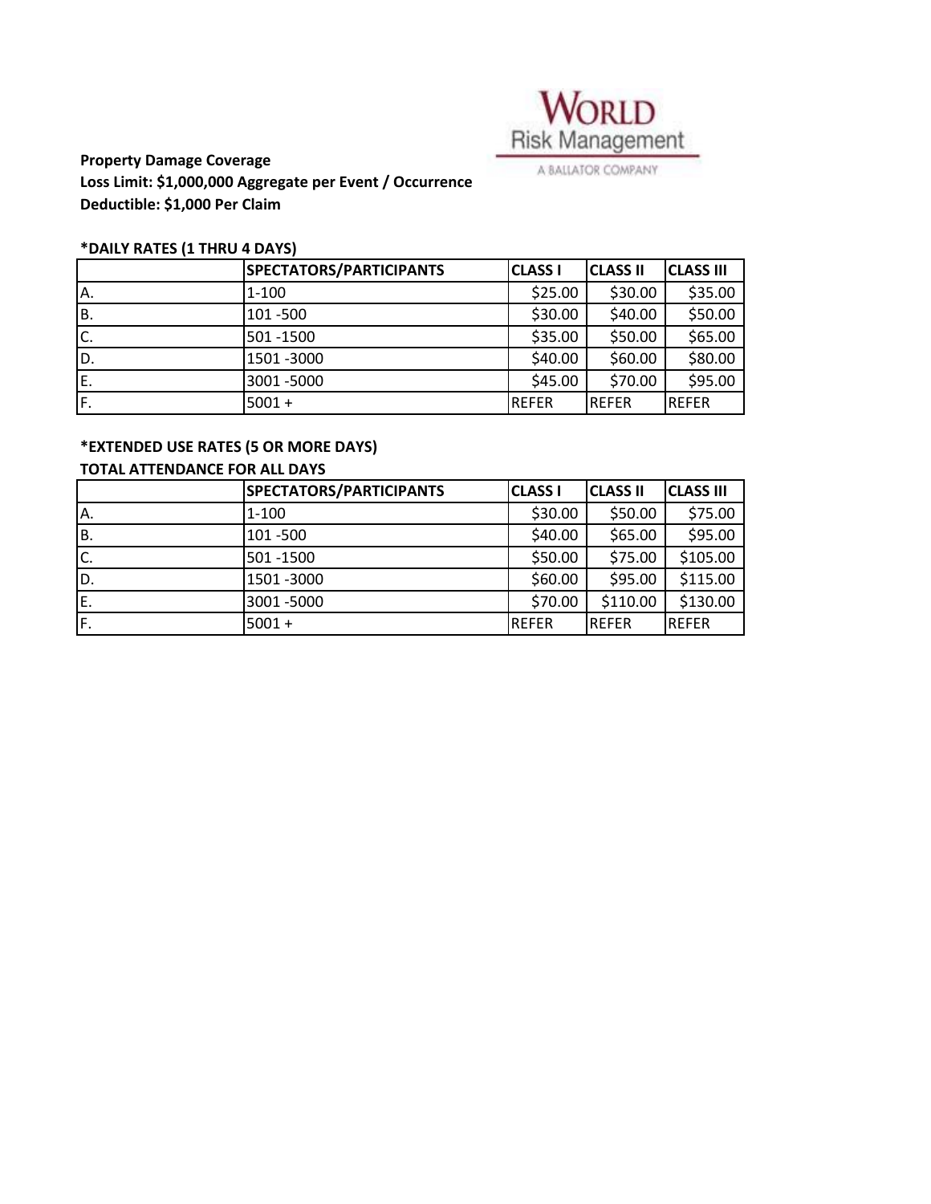WORLD Risk Management
A BALLATOR COMPANY

**Property Damage Coverage**
**Loss Limit: $1,000,000 Aggregate per Event / Occurrence**
**Deductible: $1,000 Per Claim**

**\*DAILY RATES (1 THRU 4 DAYS)**

| | SPECTATORS/PARTICIPANTS | CLASS I | CLASS II | CLASS III |
|---|---|---|---|---|
| A. | 1-100 | $25.00 | $30.00 | $35.00 |
| B. | 101 -500 | $30.00 | $40.00 | $50.00 |
| C. | 501 -1500 | $35.00 | $50.00 | $65.00 |
| D. | 1501 -3000 | $40.00 | $60.00 | $80.00 |
| E. | 3001 -5000 | $45.00 | $70.00 | $95.00 |
| F. | 5001 + | REFER | REFER | REFER |

**\*EXTENDED USE RATES (5 OR MORE DAYS)**
**TOTAL ATTENDANCE FOR ALL DAYS**

| | SPECTATORS/PARTICIPANTS | CLASS I | CLASS II | CLASS III |
|---|---|---|---|---|
| A. | 1-100 | $30.00 | $50.00 | $75.00 |
| B. | 101 -500 | $40.00 | $65.00 | $95.00 |
| C. | 501 -1500 | $50.00 | $75.00 | $105.00 |
| D. | 1501 -3000 | $60.00 | $95.00 | $115.00 |
| E. | 3001 -5000 | $70.00 | $110.00 | $130.00 |
| F. | 5001 + | REFER | REFER | REFER |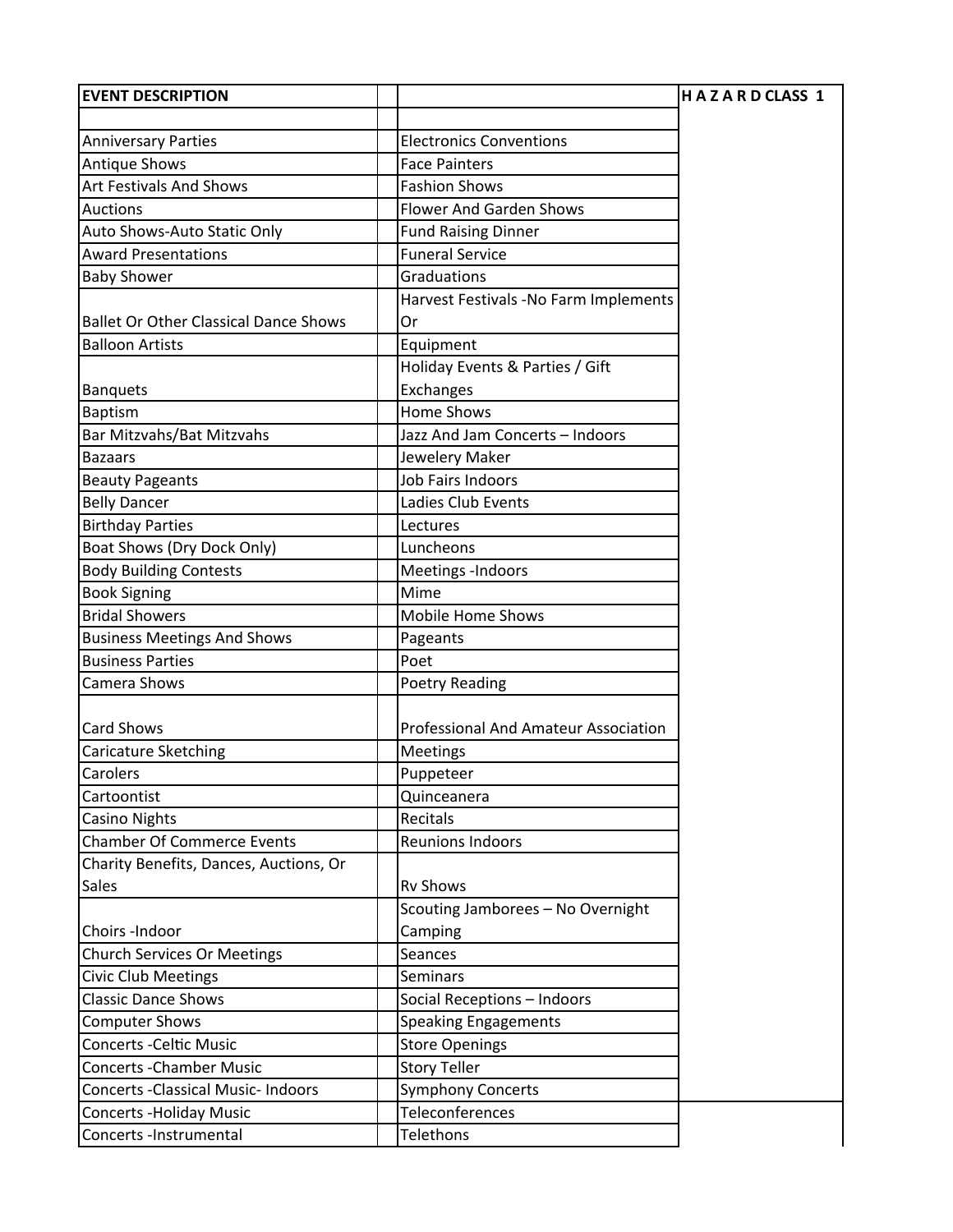| EVENT DESCRIPTION | | | H A Z A R D CLASS 1 |
|---|---|---|---|
| | | | |
| Anniversary Parties | | Electronics Conventions | |
| Antique Shows | | Face Painters | |
| Art Festivals And Shows | | Fashion Shows | |
| Auctions | | Flower And Garden Shows | |
| Auto Shows-Auto Static Only | | Fund Raising Dinner | |
| Award Presentations | | Funeral Service | |
| Baby Shower | | Graduations | |
| Ballet Or Other Classical Dance Shows | | Harvest Festivals -No Farm Implements Or | |
| Balloon Artists | | Equipment | |
| Banquets | | Holiday Events & Parties / Gift Exchanges | |
| Baptism | | Home Shows | |
| Bar Mitzvahs/Bat Mitzvahs | | Jazz And Jam Concerts – Indoors | |
| Bazaars | | Jewelery Maker | |
| Beauty Pageants | | Job Fairs Indoors | |
| Belly Dancer | | Ladies Club Events | |
| Birthday Parties | | Lectures | |
| Boat Shows (Dry Dock Only) | | Luncheons | |
| Body Building Contests | | Meetings -Indoors | |
| Book Signing | | Mime | |
| Bridal Showers | | Mobile Home Shows | |
| Business Meetings And Shows | | Pageants | |
| Business Parties | | Poet | |
| Camera Shows | | Poetry Reading | |
| Card Shows | | Professional And Amateur Association | |
| Caricature Sketching | | Meetings | |
| Carolers | | Puppeteer | |
| Cartoontist | | Quinceanera | |
| Casino Nights | | Recitals | |
| Chamber Of Commerce Events | | Reunions Indoors | |
| Charity Benefits, Dances, Auctions, Or Sales | | Rv Shows | |
| Choirs -Indoor | | Scouting Jamborees – No Overnight Camping | |
| Church Services Or Meetings | | Seances | |
| Civic Club Meetings | | Seminars | |
| Classic Dance Shows | | Social Receptions – Indoors | |
| Computer Shows | | Speaking Engagements | |
| Concerts -Celtic Music | | Store Openings | |
| Concerts -Chamber Music | | Story Teller | |
| Concerts -Classical Music- Indoors | | Symphony Concerts | |
| Concerts -Holiday Music | | Teleconferences | |
| Concerts -Instrumental | | Telethons | |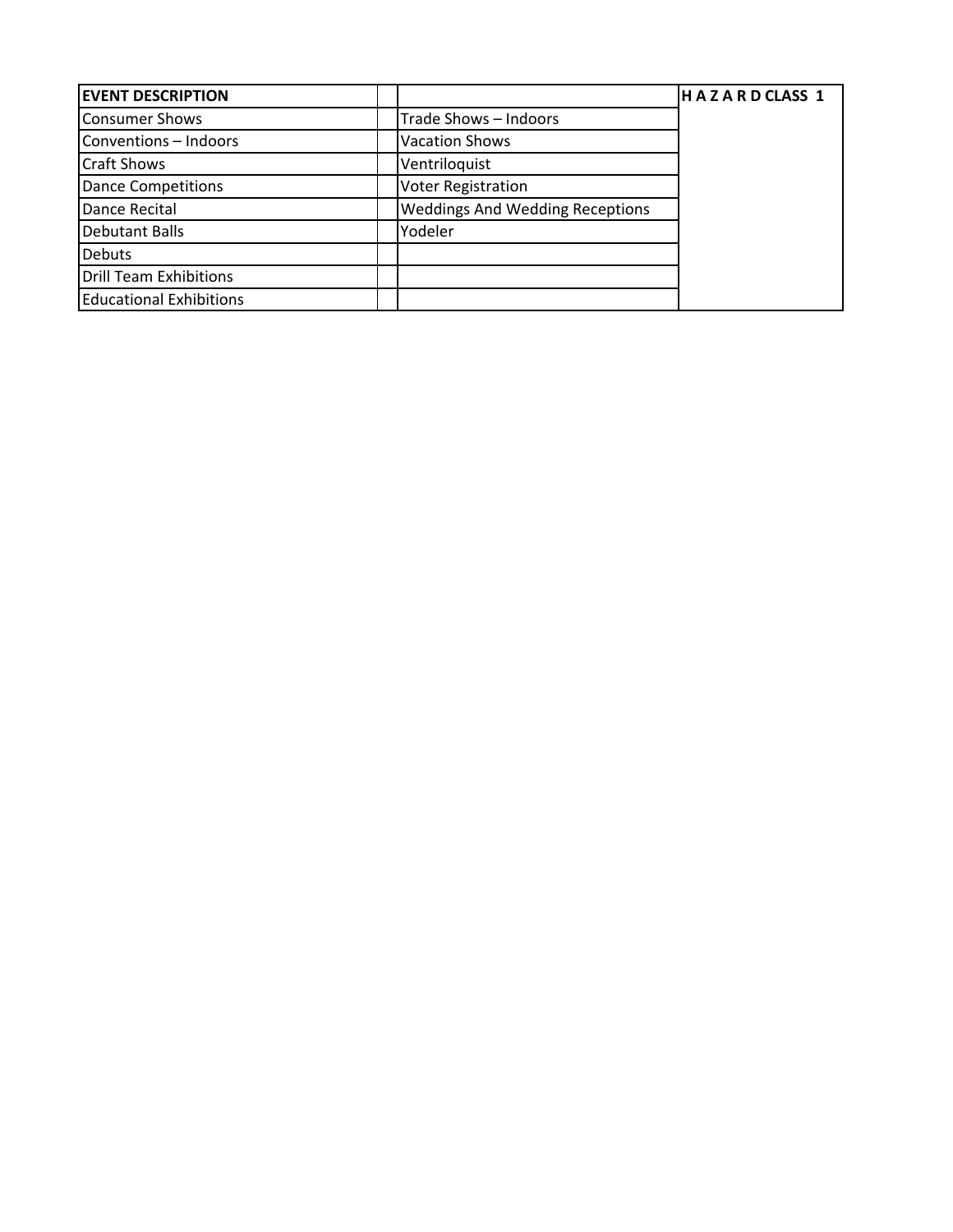| EVENT DESCRIPTION | | | H A Z A R D CLASS 1 |
|---|---|---|---|
| Consumer Shows | | Trade Shows – Indoors | |
| Conventions – Indoors | | Vacation Shows | |
| Craft Shows | | Ventriloquist | |
| Dance Competitions | | Voter Registration | |
| Dance Recital | | Weddings And Wedding Receptions | |
| Debutant Balls | | Yodeler | |
| Debuts | | | |
| Drill Team Exhibitions | | | |
| Educational Exhibitions | | | |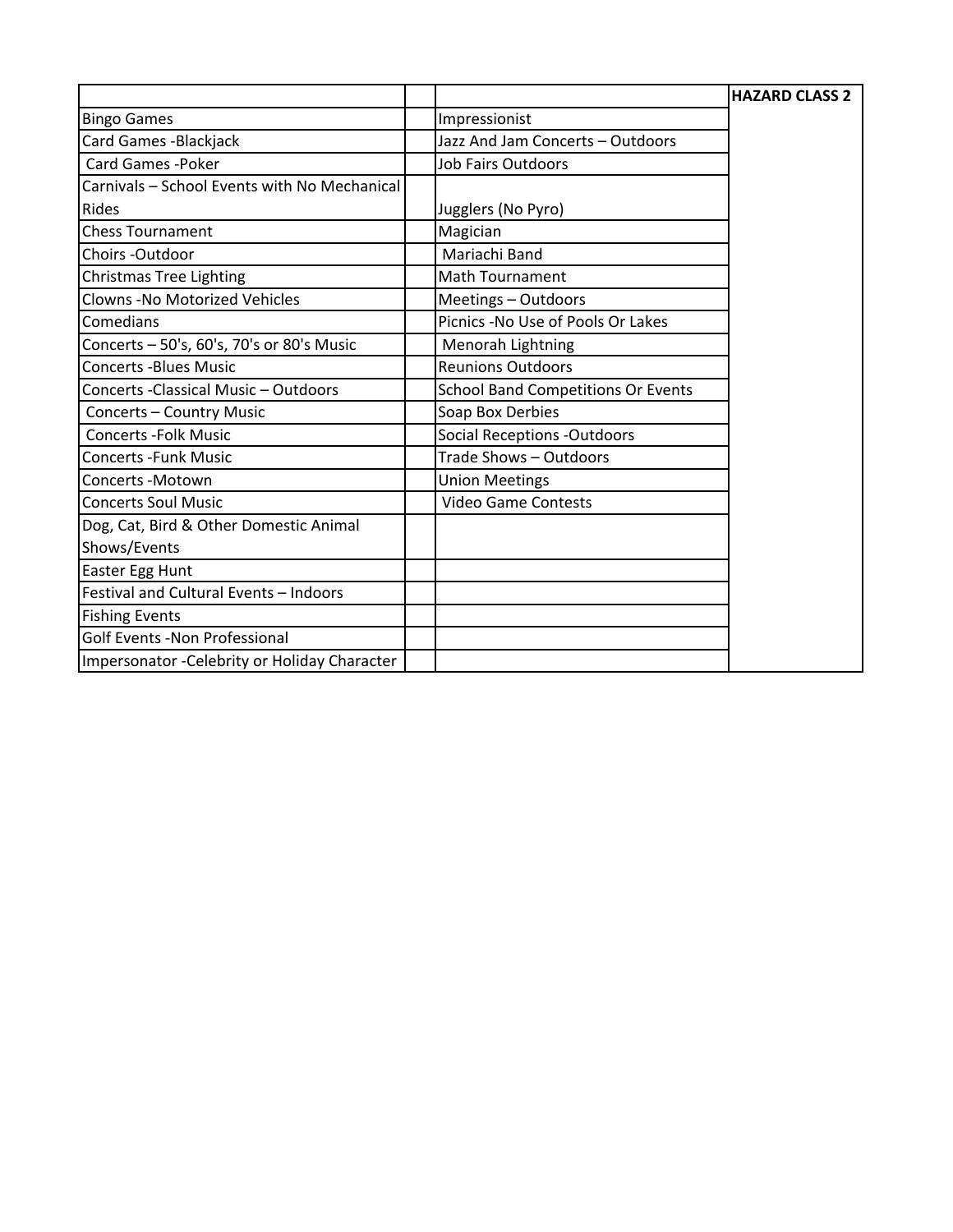| | | | HAZARD CLASS 2 |
|---|---|---|---|
| Bingo Games | | Impressionist | |
| Card Games -Blackjack | | Jazz And Jam Concerts – Outdoors | |
| Card Games -Poker | | Job Fairs Outdoors | |
| Carnivals – School Events with No Mechanical Rides | | Jugglers (No Pyro) | |
| Chess Tournament | | Magician | |
| Choirs -Outdoor | | Mariachi Band | |
| Christmas Tree Lighting | | Math Tournament | |
| Clowns -No Motorized Vehicles | | Meetings – Outdoors | |
| Comedians | | Picnics -No Use of Pools Or Lakes | |
| Concerts – 50's, 60's, 70's or 80's Music | | Menorah Lightning | |
| Concerts -Blues Music | | Reunions Outdoors | |
| Concerts -Classical Music – Outdoors | | School Band Competitions Or Events | |
| Concerts – Country Music | | Soap Box Derbies | |
| Concerts -Folk Music | | Social Receptions -Outdoors | |
| Concerts -Funk Music | | Trade Shows – Outdoors | |
| Concerts -Motown | | Union Meetings | |
| Concerts Soul Music | | Video Game Contests | |
| Dog, Cat, Bird & Other Domestic Animal Shows/Events | | | |
| Easter Egg Hunt | | | |
| Festival and Cultural Events – Indoors | | | |
| Fishing Events | | | |
| Golf Events -Non Professional | | | |
| Impersonator -Celebrity or Holiday Character | | | |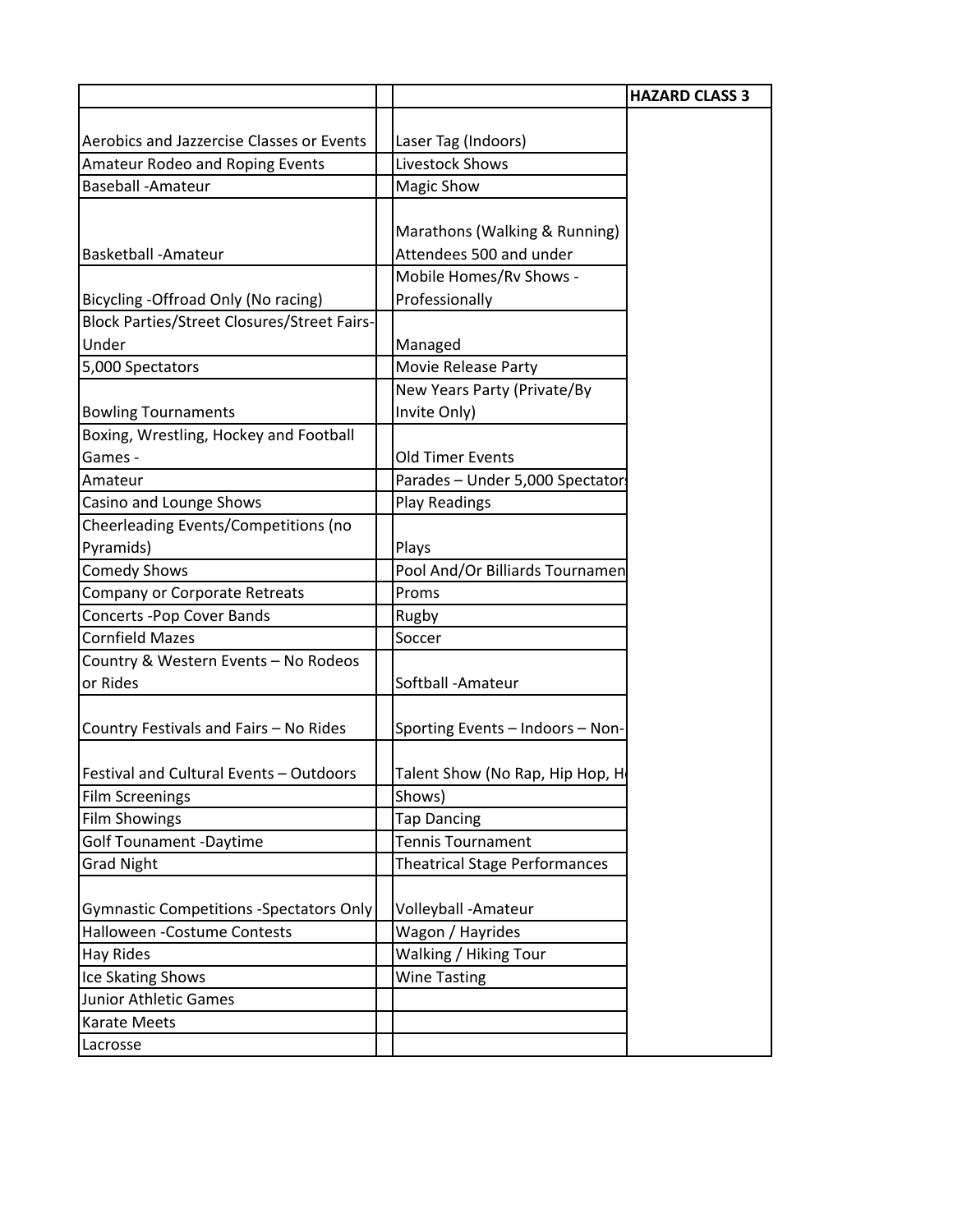| | | | HAZARD CLASS 3 |
|---|---|---|---|
| Aerobics and Jazzercise Classes or Events | | Laser Tag (Indoors) | |
| Amateur Rodeo and Roping Events | | Livestock Shows | |
| Baseball -Amateur | | Magic Show | |
| Basketball -Amateur | | Marathons (Walking & Running) Attendees 500 and under | |
| Bicycling -Offroad Only (No racing) | | Mobile Homes/Rv Shows - Professionally | |
| Block Parties/Street Closures/Street Fairs- Under | | Managed | |
| 5,000 Spectators | | Movie Release Party | |
| Bowling Tournaments | | New Years Party (Private/By Invite Only) | |
| Boxing, Wrestling, Hockey and Football Games - | | Old Timer Events | |
| Amateur | | Parades – Under 5,000 Spectator | |
| Casino and Lounge Shows | | Play Readings | |
| Cheerleading Events/Competitions (no Pyramids) | | Plays | |
| Comedy Shows | | Pool And/Or Billiards Tournamen | |
| Company or Corporate Retreats | | Proms | |
| Concerts -Pop Cover Bands | | Rugby | |
| Cornfield Mazes | | Soccer | |
| Country & Western Events – No Rodeos or Rides | | Softball -Amateur | |
| Country Festivals and Fairs – No Rides | | Sporting Events – Indoors – Non- | |
| Festival and Cultural Events – Outdoors | | Talent Show (No Rap, Hip Hop, H | |
| Film Screenings | | Shows) | |
| Film Showings | | Tap Dancing | |
| Golf Tounament -Daytime | | Tennis Tournament | |
| Grad Night | | Theatrical Stage Performances | |
| Gymnastic Competitions -Spectators Only | | Volleyball -Amateur | |
| Halloween -Costume Contests | | Wagon / Hayrides | |
| Hay Rides | | Walking / Hiking Tour | |
| Ice Skating Shows | | Wine Tasting | |
| Junior Athletic Games | | | |
| Karate Meets | | | |
| Lacrosse | | | |